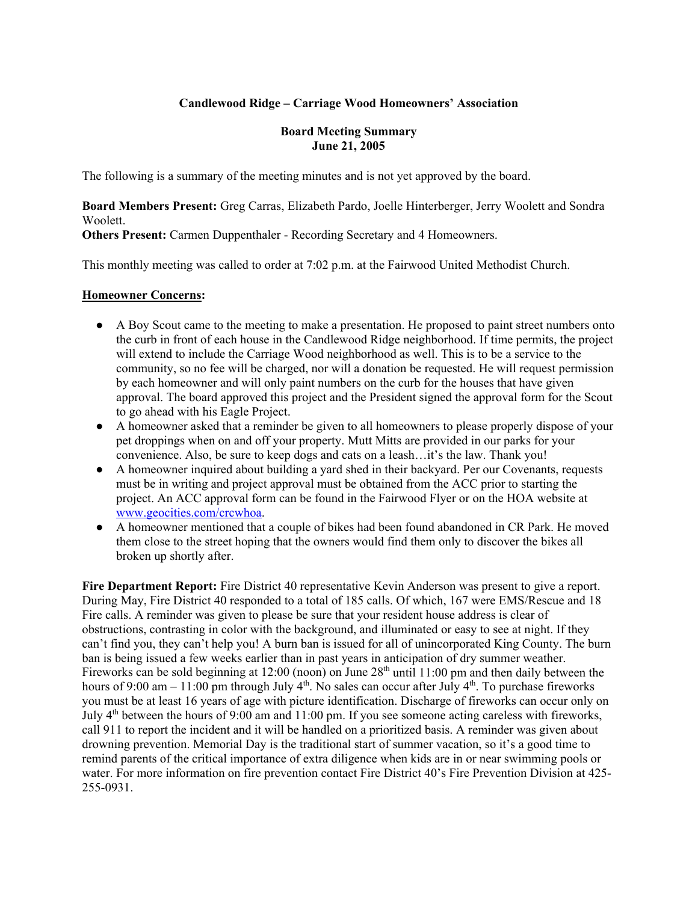**Candlewood Ridge – Carriage Wood Homeowners' Association**

**Board Meeting Summary**
**June 21, 2005**

The following is a summary of the meeting minutes and is not yet approved by the board.

**Board Members Present:** Greg Carras, Elizabeth Pardo, Joelle Hinterberger, Jerry Woolett and Sondra Woolett.
**Others Present:** Carmen Duppenthaler - Recording Secretary and 4 Homeowners.

This monthly meeting was called to order at 7:02 p.m. at the Fairwood United Methodist Church.

**Homeowner Concerns:**

- A Boy Scout came to the meeting to make a presentation. He proposed to paint street numbers onto the curb in front of each house in the Candlewood Ridge neighborhood. If time permits, the project will extend to include the Carriage Wood neighborhood as well. This is to be a service to the community, so no fee will be charged, nor will a donation be requested. He will request permission by each homeowner and will only paint numbers on the curb for the houses that have given approval. The board approved this project and the President signed the approval form for the Scout to go ahead with his Eagle Project.
- A homeowner asked that a reminder be given to all homeowners to please properly dispose of your pet droppings when on and off your property. Mutt Mitts are provided in our parks for your convenience. Also, be sure to keep dogs and cats on a leash…it's the law. Thank you!
- A homeowner inquired about building a yard shed in their backyard. Per our Covenants, requests must be in writing and project approval must be obtained from the ACC prior to starting the project. An ACC approval form can be found in the Fairwood Flyer or on the HOA website at www.geocities.com/crcwhoa.
- A homeowner mentioned that a couple of bikes had been found abandoned in CR Park. He moved them close to the street hoping that the owners would find them only to discover the bikes all broken up shortly after.

**Fire Department Report:** Fire District 40 representative Kevin Anderson was present to give a report. During May, Fire District 40 responded to a total of 185 calls. Of which, 167 were EMS/Rescue and 18 Fire calls. A reminder was given to please be sure that your resident house address is clear of obstructions, contrasting in color with the background, and illuminated or easy to see at night. If they can't find you, they can't help you! A burn ban is issued for all of unincorporated King County. The burn ban is being issued a few weeks earlier than in past years in anticipation of dry summer weather. Fireworks can be sold beginning at 12:00 (noon) on June 28th until 11:00 pm and then daily between the hours of 9:00 am – 11:00 pm through July 4th. No sales can occur after July 4th. To purchase fireworks you must be at least 16 years of age with picture identification. Discharge of fireworks can occur only on July 4th between the hours of 9:00 am and 11:00 pm. If you see someone acting careless with fireworks, call 911 to report the incident and it will be handled on a prioritized basis. A reminder was given about drowning prevention. Memorial Day is the traditional start of summer vacation, so it's a good time to remind parents of the critical importance of extra diligence when kids are in or near swimming pools or water. For more information on fire prevention contact Fire District 40's Fire Prevention Division at 425-255-0931.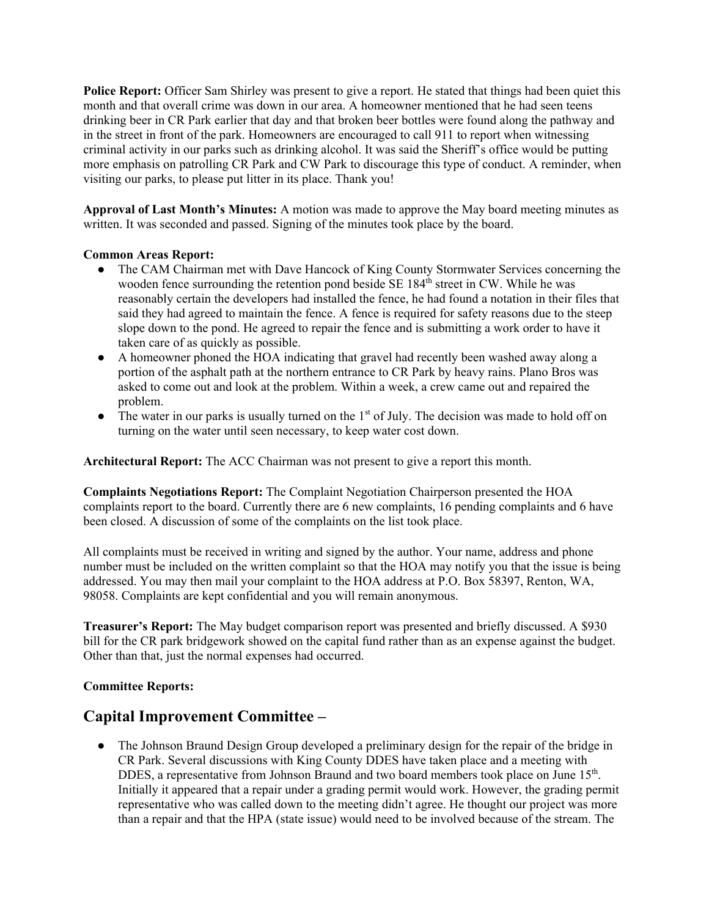**Police Report:** Officer Sam Shirley was present to give a report. He stated that things had been quiet this month and that overall crime was down in our area. A homeowner mentioned that he had seen teens drinking beer in CR Park earlier that day and that broken beer bottles were found along the pathway and in the street in front of the park. Homeowners are encouraged to call 911 to report when witnessing criminal activity in our parks such as drinking alcohol. It was said the Sheriff's office would be putting more emphasis on patrolling CR Park and CW Park to discourage this type of conduct. A reminder, when visiting our parks, to please put litter in its place. Thank you!

**Approval of Last Month's Minutes:** A motion was made to approve the May board meeting minutes as written. It was seconded and passed. Signing of the minutes took place by the board.

**Common Areas Report:**

- The CAM Chairman met with Dave Hancock of King County Stormwater Services concerning the wooden fence surrounding the retention pond beside SE 184th street in CW. While he was reasonably certain the developers had installed the fence, he had found a notation in their files that said they had agreed to maintain the fence. A fence is required for safety reasons due to the steep slope down to the pond. He agreed to repair the fence and is submitting a work order to have it taken care of as quickly as possible.
- A homeowner phoned the HOA indicating that gravel had recently been washed away along a portion of the asphalt path at the northern entrance to CR Park by heavy rains. Plano Bros was asked to come out and look at the problem. Within a week, a crew came out and repaired the problem.
- The water in our parks is usually turned on the 1st of July. The decision was made to hold off on turning on the water until seen necessary, to keep water cost down.

**Architectural Report:** The ACC Chairman was not present to give a report this month.

**Complaints Negotiations Report:** The Complaint Negotiation Chairperson presented the HOA complaints report to the board. Currently there are 6 new complaints, 16 pending complaints and 6 have been closed. A discussion of some of the complaints on the list took place.

All complaints must be received in writing and signed by the author. Your name, address and phone number must be included on the written complaint so that the HOA may notify you that the issue is being addressed. You may then mail your complaint to the HOA address at P.O. Box 58397, Renton, WA, 98058. Complaints are kept confidential and you will remain anonymous.

**Treasurer's Report:** The May budget comparison report was presented and briefly discussed. A $930 bill for the CR park bridgework showed on the capital fund rather than as an expense against the budget. Other than that, just the normal expenses had occurred.

**Committee Reports:**

## Capital Improvement Committee –

- The Johnson Braund Design Group developed a preliminary design for the repair of the bridge in CR Park. Several discussions with King County DDES have taken place and a meeting with DDES, a representative from Johnson Braund and two board members took place on June 15th. Initially it appeared that a repair under a grading permit would work. However, the grading permit representative who was called down to the meeting didn't agree. He thought our project was more than a repair and that the HPA (state issue) would need to be involved because of the stream. The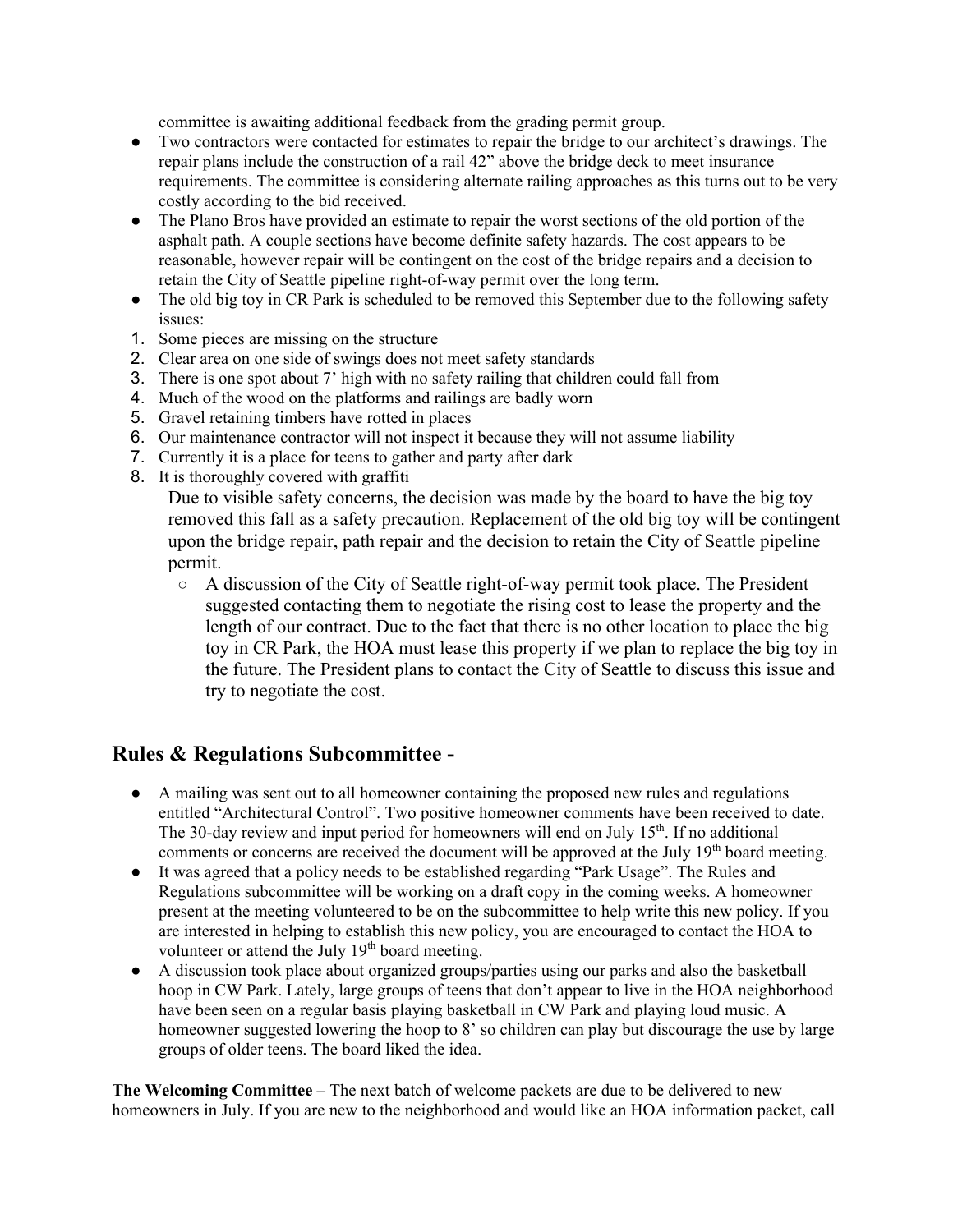committee is awaiting additional feedback from the grading permit group.

- Two contractors were contacted for estimates to repair the bridge to our architect's drawings. The repair plans include the construction of a rail 42" above the bridge deck to meet insurance requirements. The committee is considering alternate railing approaches as this turns out to be very costly according to the bid received.
- The Plano Bros have provided an estimate to repair the worst sections of the old portion of the asphalt path. A couple sections have become definite safety hazards. The cost appears to be reasonable, however repair will be contingent on the cost of the bridge repairs and a decision to retain the City of Seattle pipeline right-of-way permit over the long term.
- The old big toy in CR Park is scheduled to be removed this September due to the following safety issues:

1. Some pieces are missing on the structure
2. Clear area on one side of swings does not meet safety standards
3. There is one spot about 7' high with no safety railing that children could fall from
4. Much of the wood on the platforms and railings are badly worn
5. Gravel retaining timbers have rotted in places
6. Our maintenance contractor will not inspect it because they will not assume liability
7. Currently it is a place for teens to gather and party after dark
8. It is thoroughly covered with graffiti

Due to visible safety concerns, the decision was made by the board to have the big toy removed this fall as a safety precaution. Replacement of the old big toy will be contingent upon the bridge repair, path repair and the decision to retain the City of Seattle pipeline permit.

  - A discussion of the City of Seattle right-of-way permit took place. The President suggested contacting them to negotiate the rising cost to lease the property and the length of our contract. Due to the fact that there is no other location to place the big toy in CR Park, the HOA must lease this property if we plan to replace the big toy in the future. The President plans to contact the City of Seattle to discuss this issue and try to negotiate the cost.

## Rules & Regulations Subcommittee -

- A mailing was sent out to all homeowner containing the proposed new rules and regulations entitled "Architectural Control". Two positive homeowner comments have been received to date. The 30-day review and input period for homeowners will end on July 15th. If no additional comments or concerns are received the document will be approved at the July 19th board meeting.
- It was agreed that a policy needs to be established regarding "Park Usage". The Rules and Regulations subcommittee will be working on a draft copy in the coming weeks. A homeowner present at the meeting volunteered to be on the subcommittee to help write this new policy. If you are interested in helping to establish this new policy, you are encouraged to contact the HOA to volunteer or attend the July 19th board meeting.
- A discussion took place about organized groups/parties using our parks and also the basketball hoop in CW Park. Lately, large groups of teens that don't appear to live in the HOA neighborhood have been seen on a regular basis playing basketball in CW Park and playing loud music. A homeowner suggested lowering the hoop to 8' so children can play but discourage the use by large groups of older teens. The board liked the idea.

**The Welcoming Committee** – The next batch of welcome packets are due to be delivered to new homeowners in July. If you are new to the neighborhood and would like an HOA information packet, call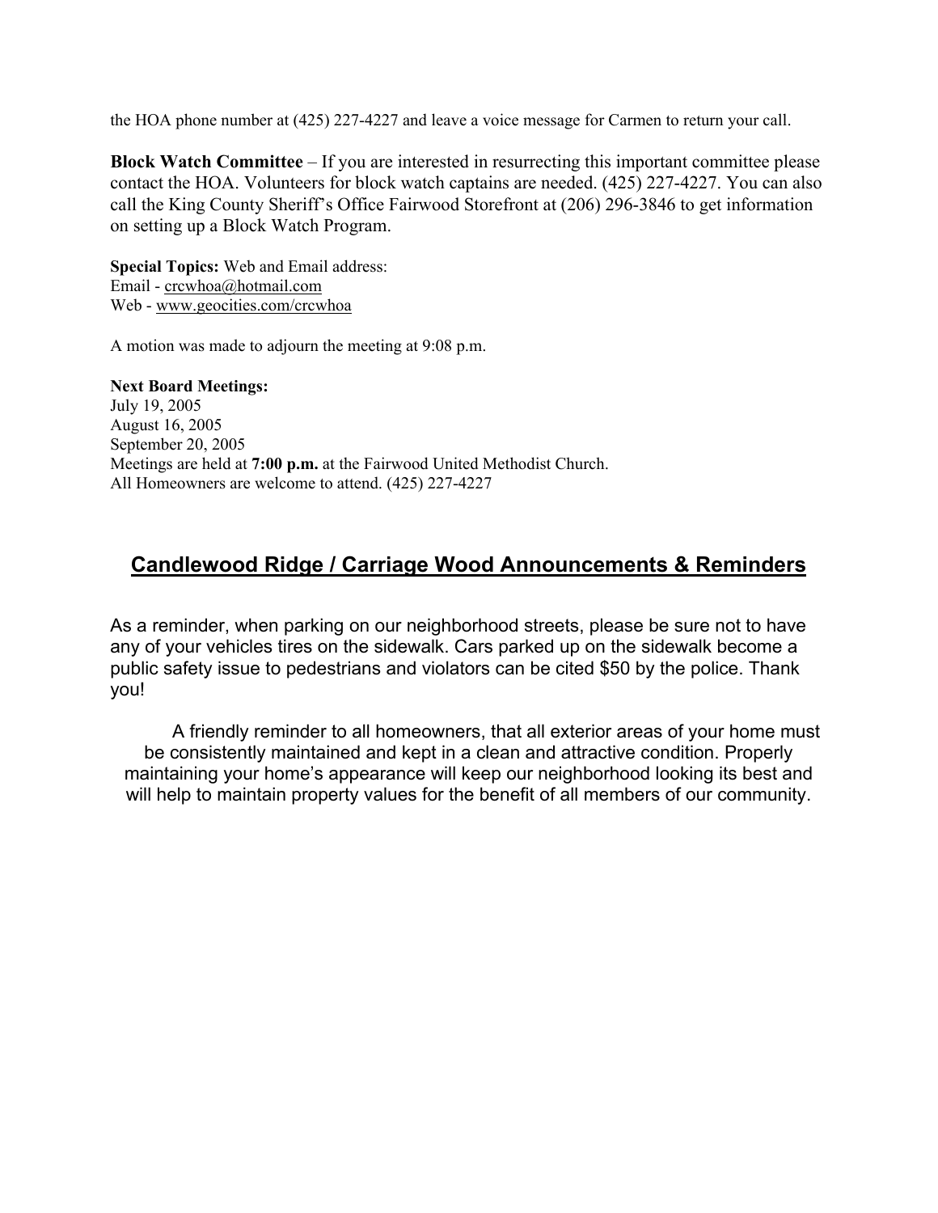the HOA phone number at (425) 227-4227 and leave a voice message for Carmen to return your call.

**Block Watch Committee** – If you are interested in resurrecting this important committee please contact the HOA. Volunteers for block watch captains are needed. (425) 227-4227. You can also call the King County Sheriff's Office Fairwood Storefront at (206) 296-3846 to get information on setting up a Block Watch Program.

**Special Topics:** Web and Email address:  
Email - crcwhoa@hotmail.com  
Web - www.geocities.com/crcwhoa

A motion was made to adjourn the meeting at 9:08 p.m.

**Next Board Meetings:**  
July 19, 2005  
August 16, 2005  
September 20, 2005  
Meetings are held at **7:00 p.m.** at the Fairwood United Methodist Church.  
All Homeowners are welcome to attend. (425) 227-4227

## Candlewood Ridge / Carriage Wood Announcements & Reminders

As a reminder, when parking on our neighborhood streets, please be sure not to have any of your vehicles tires on the sidewalk. Cars parked up on the sidewalk become a public safety issue to pedestrians and violators can be cited $50 by the police. Thank you!

A friendly reminder to all homeowners, that all exterior areas of your home must be consistently maintained and kept in a clean and attractive condition. Properly maintaining your home's appearance will keep our neighborhood looking its best and will help to maintain property values for the benefit of all members of our community.